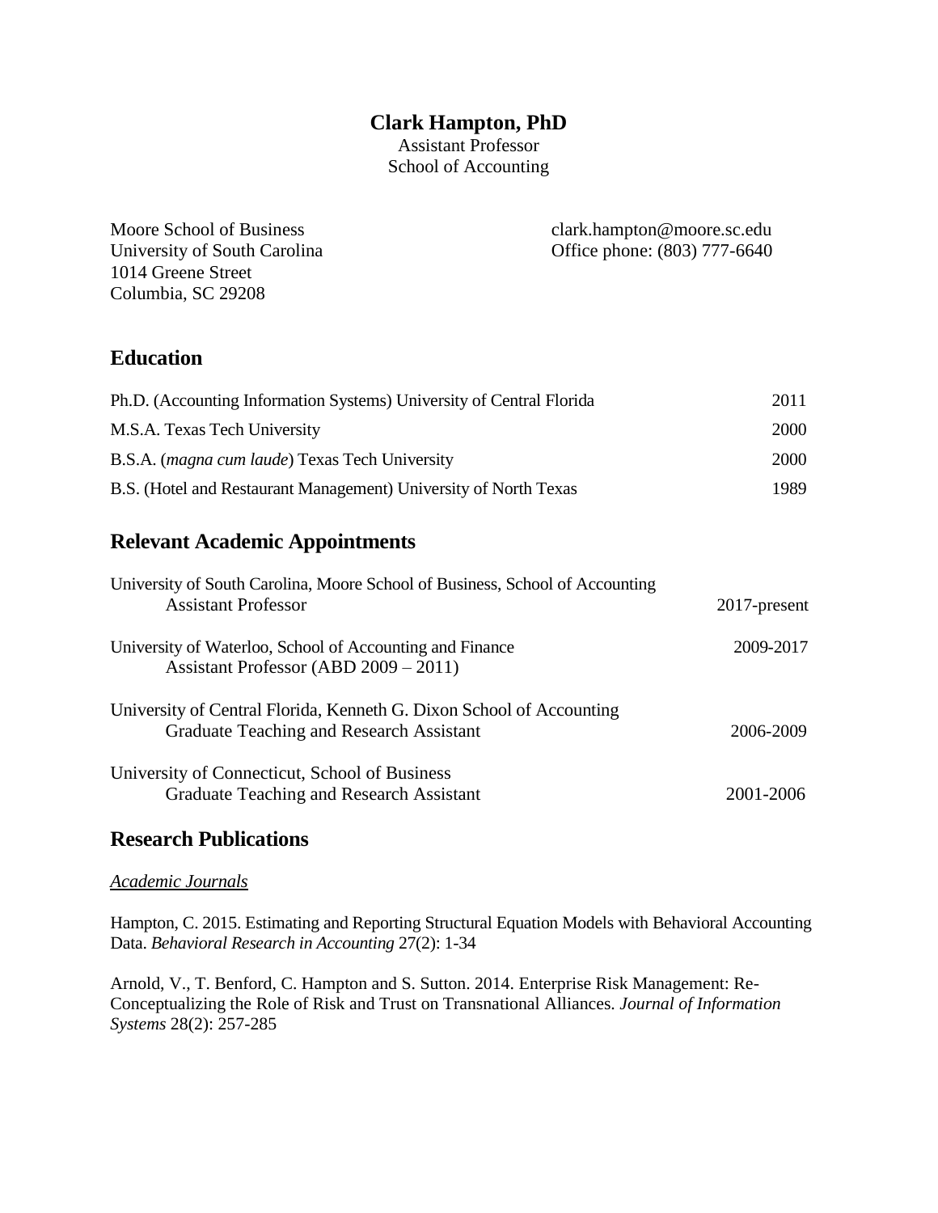# Clark Hampton, PhD

Assistant Professor
School of Accounting

Moore School of Business
University of South Carolina
1014 Greene Street
Columbia, SC 29208

clark.hampton@moore.sc.edu
Office phone: (803) 777-6640

## Education

| | |
|---|---|
| Ph.D. (Accounting Information Systems) University of Central Florida | 2011 |
| M.S.A. Texas Tech University | 2000 |
| B.S.A. (*magna cum laude*) Texas Tech University | 2000 |
| B.S. (Hotel and Restaurant Management) University of North Texas | 1989 |

## Relevant Academic Appointments

| | |
|---|---|
| University of South Carolina, Moore School of Business, School of Accounting<br>Assistant Professor | 2017-present |
| University of Waterloo, School of Accounting and Finance<br>Assistant Professor (ABD 2009 – 2011) | 2009-2017 |
| University of Central Florida, Kenneth G. Dixon School of Accounting<br>Graduate Teaching and Research Assistant | 2006-2009 |
| University of Connecticut, School of Business<br>Graduate Teaching and Research Assistant | 2001-2006 |

## Research Publications

### *Academic Journals*

Hampton, C. 2015. Estimating and Reporting Structural Equation Models with Behavioral Accounting Data. *Behavioral Research in Accounting* 27(2): 1-34

Arnold, V., T. Benford, C. Hampton and S. Sutton. 2014. Enterprise Risk Management: Re-Conceptualizing the Role of Risk and Trust on Transnational Alliances. *Journal of Information Systems* 28(2): 257-285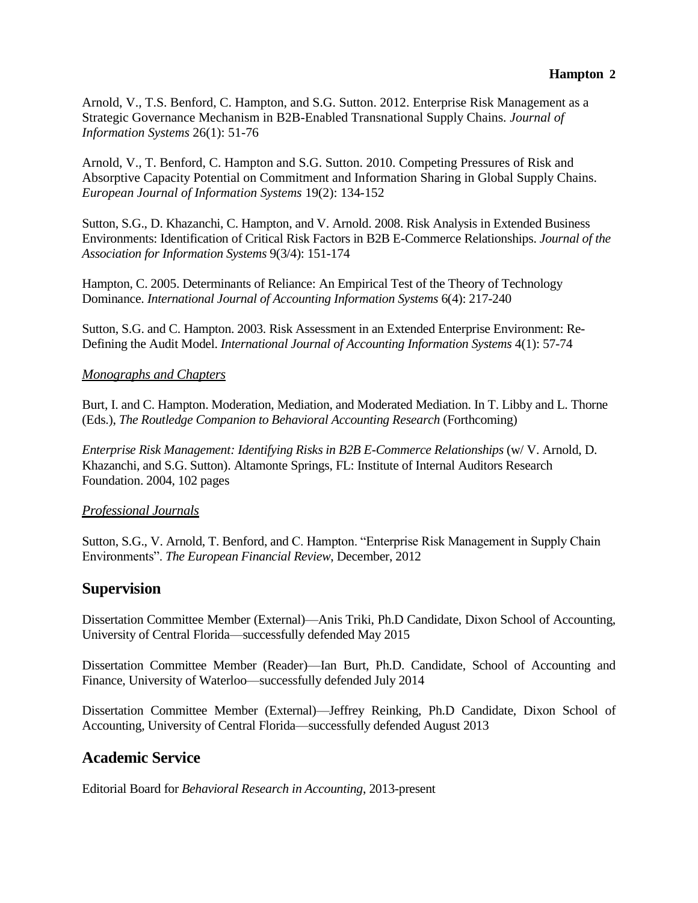Arnold, V., T.S. Benford, C. Hampton, and S.G. Sutton. 2012. Enterprise Risk Management as a Strategic Governance Mechanism in B2B-Enabled Transnational Supply Chains. *Journal of Information Systems* 26(1): 51-76

Arnold, V., T. Benford, C. Hampton and S.G. Sutton. 2010. Competing Pressures of Risk and Absorptive Capacity Potential on Commitment and Information Sharing in Global Supply Chains. *European Journal of Information Systems* 19(2): 134-152

Sutton, S.G., D. Khazanchi, C. Hampton, and V. Arnold. 2008. Risk Analysis in Extended Business Environments: Identification of Critical Risk Factors in B2B E-Commerce Relationships. *Journal of the Association for Information Systems* 9(3/4): 151-174

Hampton, C. 2005. Determinants of Reliance: An Empirical Test of the Theory of Technology Dominance. *International Journal of Accounting Information Systems* 6(4): 217-240

Sutton, S.G. and C. Hampton. 2003. Risk Assessment in an Extended Enterprise Environment: Re-Defining the Audit Model. *International Journal of Accounting Information Systems* 4(1): 57-74

*Monographs and Chapters*

Burt, I. and C. Hampton. Moderation, Mediation, and Moderated Mediation. In T. Libby and L. Thorne (Eds.), *The Routledge Companion to Behavioral Accounting Research* (Forthcoming)

*Enterprise Risk Management: Identifying Risks in B2B E-Commerce Relationships* (w/ V. Arnold, D. Khazanchi, and S.G. Sutton). Altamonte Springs, FL: Institute of Internal Auditors Research Foundation. 2004, 102 pages

*Professional Journals*

Sutton, S.G., V. Arnold, T. Benford, and C. Hampton. "Enterprise Risk Management in Supply Chain Environments". *The European Financial Review*, December, 2012

## Supervision

Dissertation Committee Member (External)—Anis Triki, Ph.D Candidate, Dixon School of Accounting, University of Central Florida—successfully defended May 2015

Dissertation Committee Member (Reader)—Ian Burt, Ph.D. Candidate, School of Accounting and Finance, University of Waterloo—successfully defended July 2014

Dissertation Committee Member (External)—Jeffrey Reinking, Ph.D Candidate, Dixon School of Accounting, University of Central Florida—successfully defended August 2013

## Academic Service

Editorial Board for *Behavioral Research in Accounting*, 2013-present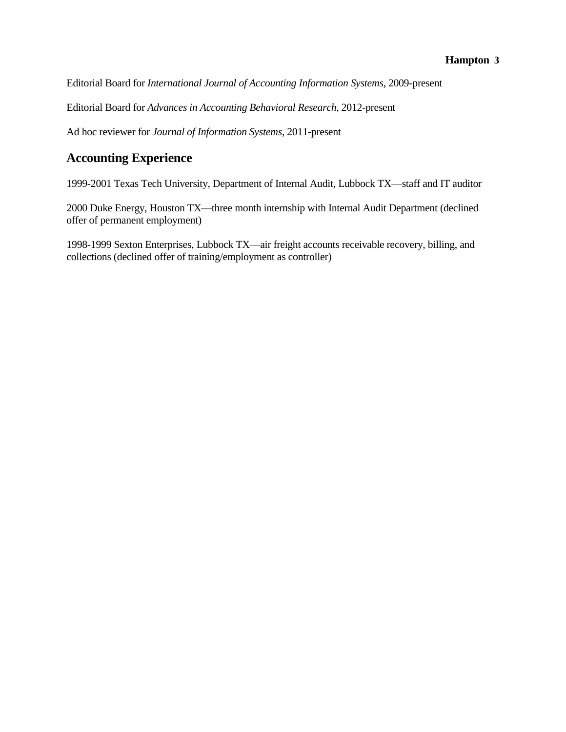Editorial Board for *International Journal of Accounting Information Systems*, 2009-present

Editorial Board for *Advances in Accounting Behavioral Research*, 2012-present

Ad hoc reviewer for *Journal of Information Systems*, 2011-present

## Accounting Experience

1999-2001 Texas Tech University, Department of Internal Audit, Lubbock TX—staff and IT auditor

2000 Duke Energy, Houston TX—three month internship with Internal Audit Department (declined offer of permanent employment)

1998-1999 Sexton Enterprises, Lubbock TX—air freight accounts receivable recovery, billing, and collections (declined offer of training/employment as controller)